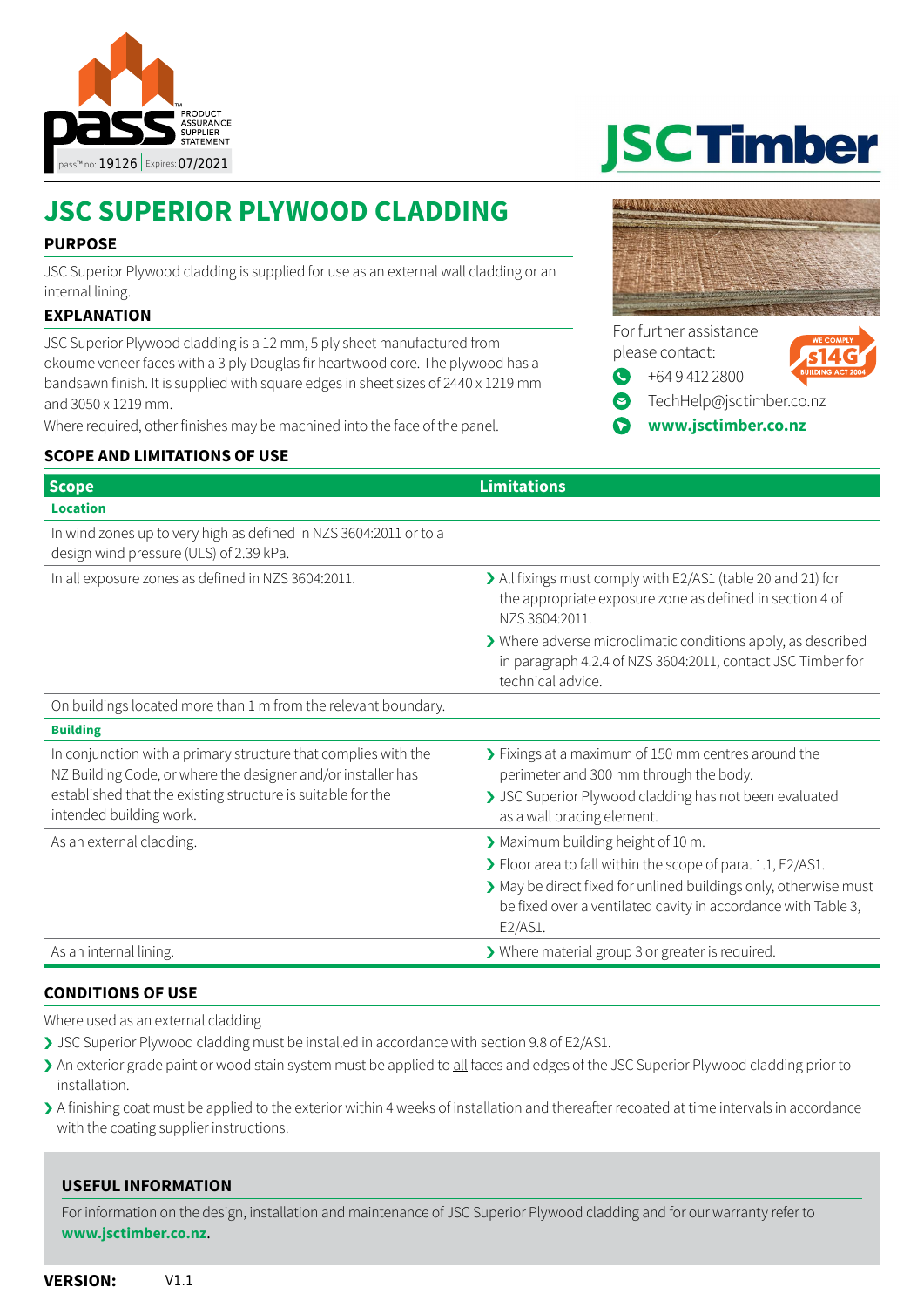pass™ PRODUCT ASSURANCE SUPPLIER STATEMENT

pass™ no: 19126 | Expires: 07/2021

JSCTimber

# JSC SUPERIOR PLYWOOD CLADDING

## PURPOSE

JSC Superior Plywood cladding is supplied for use as an external wall cladding or an internal lining.

## EXPLANATION

JSC Superior Plywood cladding is a 12 mm, 5 ply sheet manufactured from okoume veneer faces with a 3 ply Douglas fir heartwood core. The plywood has a bandsawn finish. It is supplied with square edges in sheet sizes of 2440 x 1219 mm and 3050 x 1219 mm.

Where required, other finishes may be machined into the face of the panel.

For further assistance please contact:

- +64 9 412 2800
- TechHelp@jsctimber.co.nz
- **www.jsctimber.co.nz**

WE COMPLY s14G BUILDING ACT 2004

## SCOPE AND LIMITATIONS OF USE

| Scope | Limitations |
|---|---|
| **Location** | |
| In wind zones up to very high as defined in NZS 3604:2011 or to a design wind pressure (ULS) of 2.39 kPa. | |
| In all exposure zones as defined in NZS 3604:2011. | › All fixings must comply with E2/AS1 (table 20 and 21) for the appropriate exposure zone as defined in section 4 of NZS 3604:2011.<br>› Where adverse microclimatic conditions apply, as described in paragraph 4.2.4 of NZS 3604:2011, contact JSC Timber for technical advice. |
| On buildings located more than 1 m from the relevant boundary. | |
| **Building** | |
| In conjunction with a primary structure that complies with the NZ Building Code, or where the designer and/or installer has established that the existing structure is suitable for the intended building work. | › Fixings at a maximum of 150 mm centres around the perimeter and 300 mm through the body.<br>› JSC Superior Plywood cladding has not been evaluated as a wall bracing element. |
| As an external cladding. | › Maximum building height of 10 m.<br>› Floor area to fall within the scope of para. 1.1, E2/AS1.<br>› May be direct fixed for unlined buildings only, otherwise must be fixed over a ventilated cavity in accordance with Table 3, E2/AS1. |
| As an internal lining. | › Where material group 3 or greater is required. |

## CONDITIONS OF USE

Where used as an external cladding

- JSC Superior Plywood cladding must be installed in accordance with section 9.8 of E2/AS1.
- An exterior grade paint or wood stain system must be applied to all faces and edges of the JSC Superior Plywood cladding prior to installation.
- A finishing coat must be applied to the exterior within 4 weeks of installation and thereafter recoated at time intervals in accordance with the coating supplier instructions.

## USEFUL INFORMATION

For information on the design, installation and maintenance of JSC Superior Plywood cladding and for our warranty refer to **www.jsctimber.co.nz**.

**VERSION:** V1.1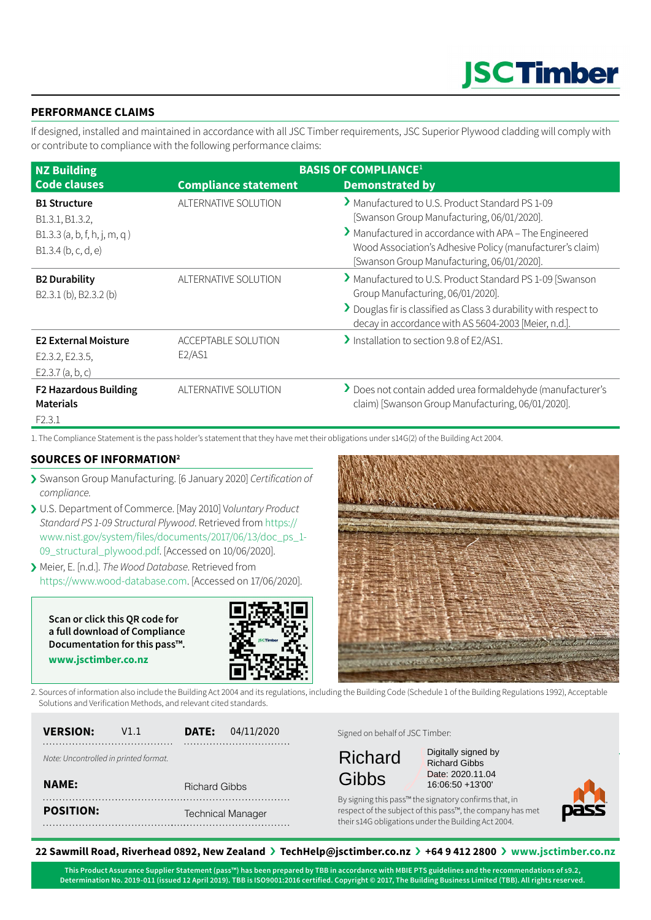## PERFORMANCE CLAIMS

If designed, installed and maintained in accordance with all JSC Timber requirements, JSC Superior Plywood cladding will comply with or contribute to compliance with the following performance claims:

| NZ Building Code clauses | BASIS OF COMPLIANCE[1] | |
|---|---|---|
| | **Compliance statement** | **Demonstrated by** |
| **B1 Structure** B1.3.1, B1.3.2, B1.3.3 (a, b, f, h, j, m, q ) B1.3.4 (b, c, d, e) | ALTERNATIVE SOLUTION | › Manufactured to U.S. Product Standard PS 1-09 [Swanson Group Manufacturing, 06/01/2020]. › Manufactured in accordance with APA – The Engineered Wood Association's Adhesive Policy (manufacturer's claim) [Swanson Group Manufacturing, 06/01/2020]. |
| **B2 Durability** B2.3.1 (b), B2.3.2 (b) | ALTERNATIVE SOLUTION | › Manufactured to U.S. Product Standard PS 1-09 [Swanson Group Manufacturing, 06/01/2020]. › Douglas fir is classified as Class 3 durability with respect to decay in accordance with AS 5604-2003 [Meier, n.d.]. |
| **E2 External Moisture** E2.3.2, E2.3.5, E2.3.7 (a, b, c) | ACCEPTABLE SOLUTION E2/AS1 | › Installation to section 9.8 of E2/AS1. |
| **F2 Hazardous Building Materials** F2.3.1 | ALTERNATIVE SOLUTION | › Does not contain added urea formaldehyde (manufacturer's claim) [Swanson Group Manufacturing, 06/01/2020]. |

1. The Compliance Statement is the pass holder's statement that they have met their obligations under s14G(2) of the Building Act 2004.

## SOURCES OF INFORMATION[2]

- Swanson Group Manufacturing. [6 January 2020] *Certification of compliance.*
- U.S. Department of Commerce. [May 2010] V*oluntary Product Standard PS 1-09 Structural Plywood*. Retrieved from https://www.nist.gov/system/files/documents/2017/06/13/doc_ps_1-09_structural_plywood.pdf. [Accessed on 10/06/2020].
- Meier, E. [n.d.]. *The Wood Database*. Retrieved from https://www.wood-database.com. [Accessed on 17/06/2020].

**Scan or click this QR code for a full download of Compliance Documentation for this pass™.**
**www.jsctimber.co.nz**

2. Sources of information also include the Building Act 2004 and its regulations, including the Building Code (Schedule 1 of the Building Regulations 1992), Acceptable Solutions and Verification Methods, and relevant cited standards.

**VERSION:** V1.1 **DATE:** 04/11/2020

*Note: Uncontrolled in printed format.*

**NAME:** Richard Gibbs

**POSITION:** Technical Manager

Signed on behalf of JSC Timber:

Richard Gibbs — Digitally signed by Richard Gibbs Date: 2020.11.04 16:06:50 +13'00'

By signing this pass™ the signatory confirms that, in respect of the subject of this pass™, the company has met their s14G obligations under the Building Act 2004.

22 Sawmill Road, Riverhead 0892, New Zealand › TechHelp@jsctimber.co.nz › +64 9 412 2800 › www.jsctimber.co.nz

This Product Assurance Supplier Statement (pass™) has been prepared by TBB in accordance with MBIE PTS guidelines and the recommendations of s9.2, Determination No. 2019-011 (issued 12 April 2019). TBB is ISO9001:2016 certified. Copyright © 2017, The Building Business Limited (TBB). All rights reserved.